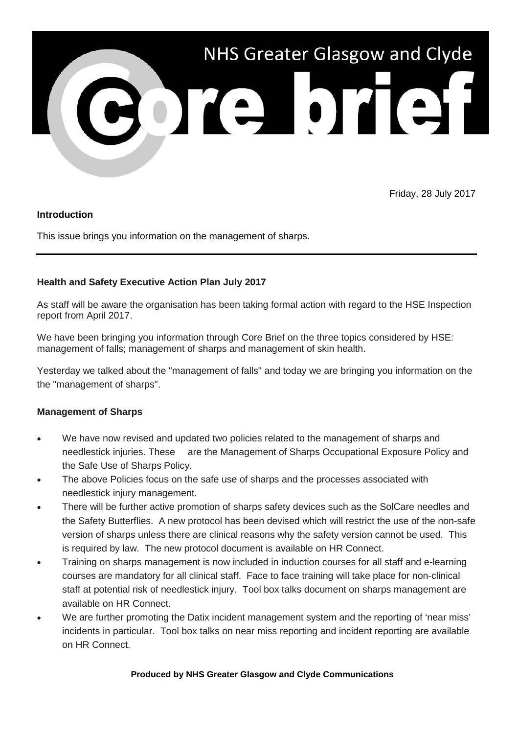# NHS Greater Glasgow and Clyde

# Core brief

Friday, 28 July 2017

**Introduction**

This issue brings you information on the management of sharps.

---

**Health and Safety Executive Action Plan July 2017**

As staff will be aware the organisation has been taking formal action with regard to the HSE Inspection report from April 2017.

We have been bringing you information through Core Brief on the three topics considered by HSE: management of falls; management of sharps and management of skin health.

Yesterday we talked about the "management of falls" and today we are bringing you information on the the "management of sharps".

**Management of Sharps**

- We have now revised and updated two policies related to the management of sharps and needlestick injuries. These are the Management of Sharps Occupational Exposure Policy and the Safe Use of Sharps Policy.
- The above Policies focus on the safe use of sharps and the processes associated with needlestick injury management.
- There will be further active promotion of sharps safety devices such as the SolCare needles and the Safety Butterflies. A new protocol has been devised which will restrict the use of the non-safe version of sharps unless there are clinical reasons why the safety version cannot be used. This is required by law. The new protocol document is available on HR Connect.
- Training on sharps management is now included in induction courses for all staff and e-learning courses are mandatory for all clinical staff. Face to face training will take place for non-clinical staff at potential risk of needlestick injury. Tool box talks document on sharps management are available on HR Connect.
- We are further promoting the Datix incident management system and the reporting of 'near miss' incidents in particular. Tool box talks on near miss reporting and incident reporting are available on HR Connect.

**Produced by NHS Greater Glasgow and Clyde Communications**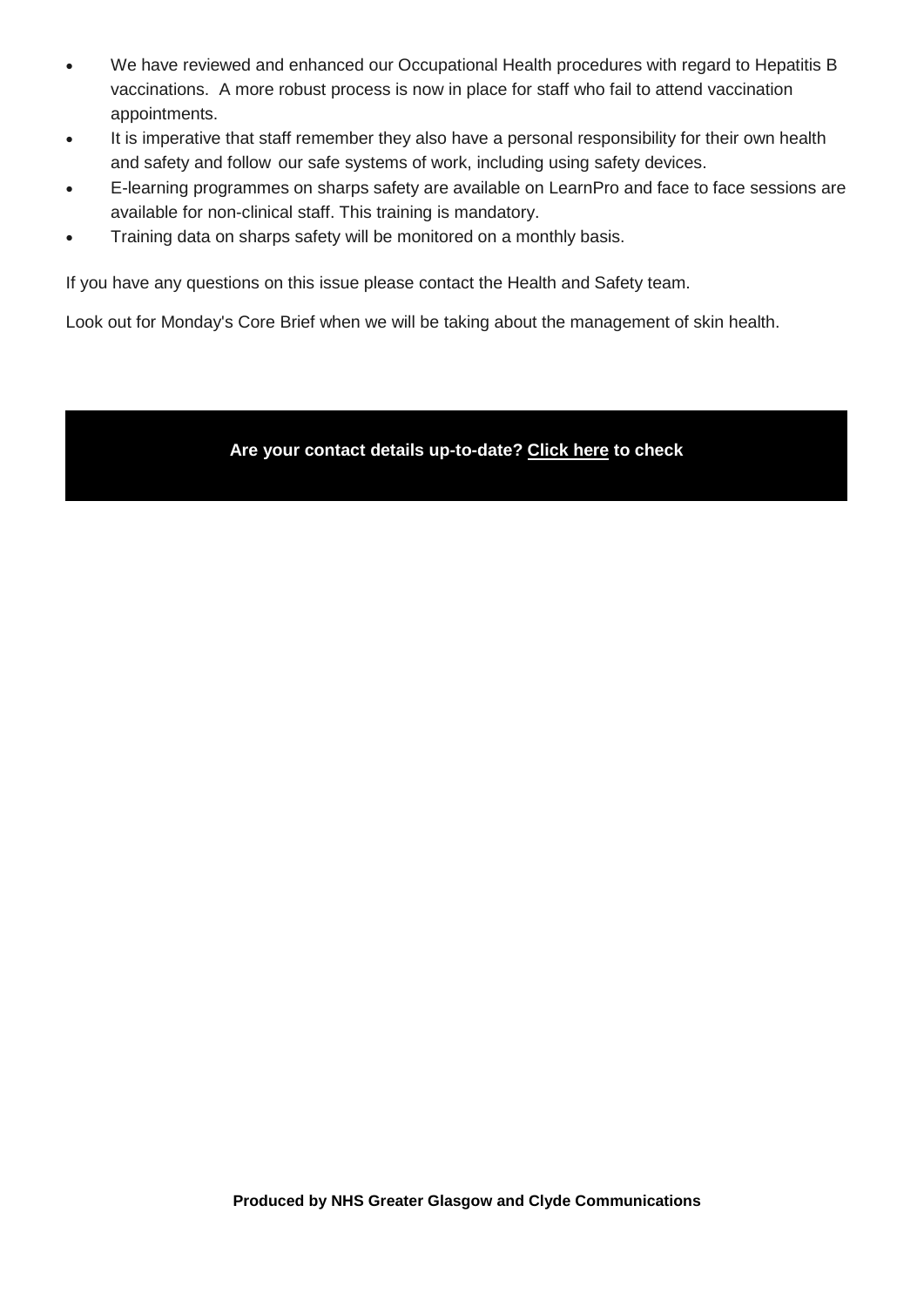- We have reviewed and enhanced our Occupational Health procedures with regard to Hepatitis B vaccinations. A more robust process is now in place for staff who fail to attend vaccination appointments.
- It is imperative that staff remember they also have a personal responsibility for their own health and safety and follow our safe systems of work, including using safety devices.
- E-learning programmes on sharps safety are available on LearnPro and face to face sessions are available for non-clinical staff. This training is mandatory.
- Training data on sharps safety will be monitored on a monthly basis.

If you have any questions on this issue please contact the Health and Safety team.

Look out for Monday's Core Brief when we will be taking about the management of skin health.

**Are your contact details up-to-date? Click here to check**

**Produced by NHS Greater Glasgow and Clyde Communications**